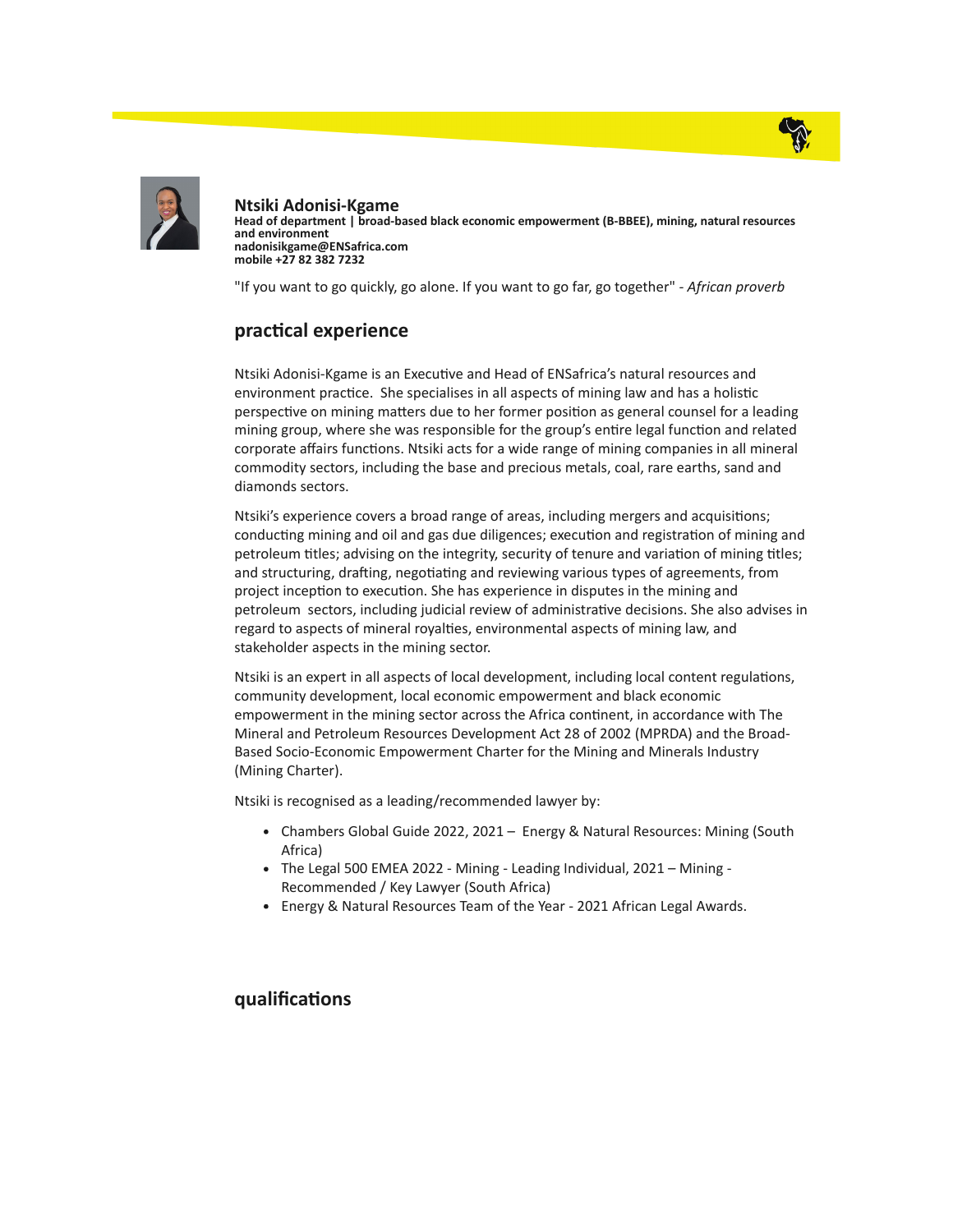# Ntsiki Adonisi-Kgame

**Head of department | broad-based black economic empowerment (B-BBEE), mining, natural resources and environment**
**nadonisikgame@ENSafrica.com**
**mobile +27 82 382 7232**

"If you want to go quickly, go alone. If you want to go far, go together" - *African proverb*

## practical experience

Ntsiki Adonisi-Kgame is an Executive and Head of ENSafrica's natural resources and environment practice. She specialises in all aspects of mining law and has a holistic perspective on mining matters due to her former position as general counsel for a leading mining group, where she was responsible for the group's entire legal function and related corporate affairs functions. Ntsiki acts for a wide range of mining companies in all mineral commodity sectors, including the base and precious metals, coal, rare earths, sand and diamonds sectors.

Ntsiki's experience covers a broad range of areas, including mergers and acquisitions; conducting mining and oil and gas due diligences; execution and registration of mining and petroleum titles; advising on the integrity, security of tenure and variation of mining titles; and structuring, drafting, negotiating and reviewing various types of agreements, from project inception to execution. She has experience in disputes in the mining and petroleum sectors, including judicial review of administrative decisions. She also advises in regard to aspects of mineral royalties, environmental aspects of mining law, and stakeholder aspects in the mining sector.

Ntsiki is an expert in all aspects of local development, including local content regulations, community development, local economic empowerment and black economic empowerment in the mining sector across the Africa continent, in accordance with The Mineral and Petroleum Resources Development Act 28 of 2002 (MPRDA) and the Broad-Based Socio-Economic Empowerment Charter for the Mining and Minerals Industry (Mining Charter).

Ntsiki is recognised as a leading/recommended lawyer by:

- Chambers Global Guide 2022, 2021 – Energy & Natural Resources: Mining (South Africa)
- The Legal 500 EMEA 2022 - Mining - Leading Individual, 2021 – Mining - Recommended / Key Lawyer (South Africa)
- Energy & Natural Resources Team of the Year - 2021 African Legal Awards.

## qualifications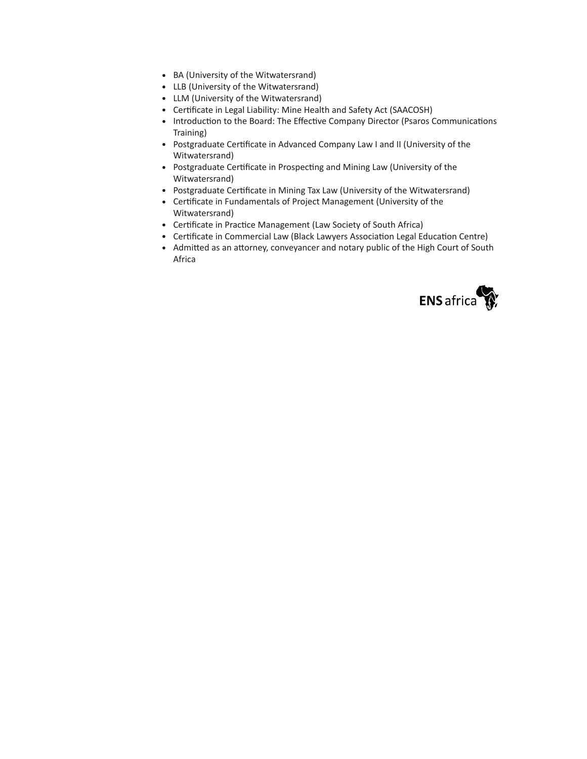- BA (University of the Witwatersrand)
- LLB (University of the Witwatersrand)
- LLM (University of the Witwatersrand)
- Certificate in Legal Liability: Mine Health and Safety Act (SAACOSH)
- Introduction to the Board: The Effective Company Director (Psaros Communications Training)
- Postgraduate Certificate in Advanced Company Law I and II (University of the Witwatersrand)
- Postgraduate Certificate in Prospecting and Mining Law (University of the Witwatersrand)
- Postgraduate Certificate in Mining Tax Law (University of the Witwatersrand)
- Certificate in Fundamentals of Project Management (University of the Witwatersrand)
- Certificate in Practice Management (Law Society of South Africa)
- Certificate in Commercial Law (Black Lawyers Association Legal Education Centre)
- Admitted as an attorney, conveyancer and notary public of the High Court of South Africa

**ENS** africa